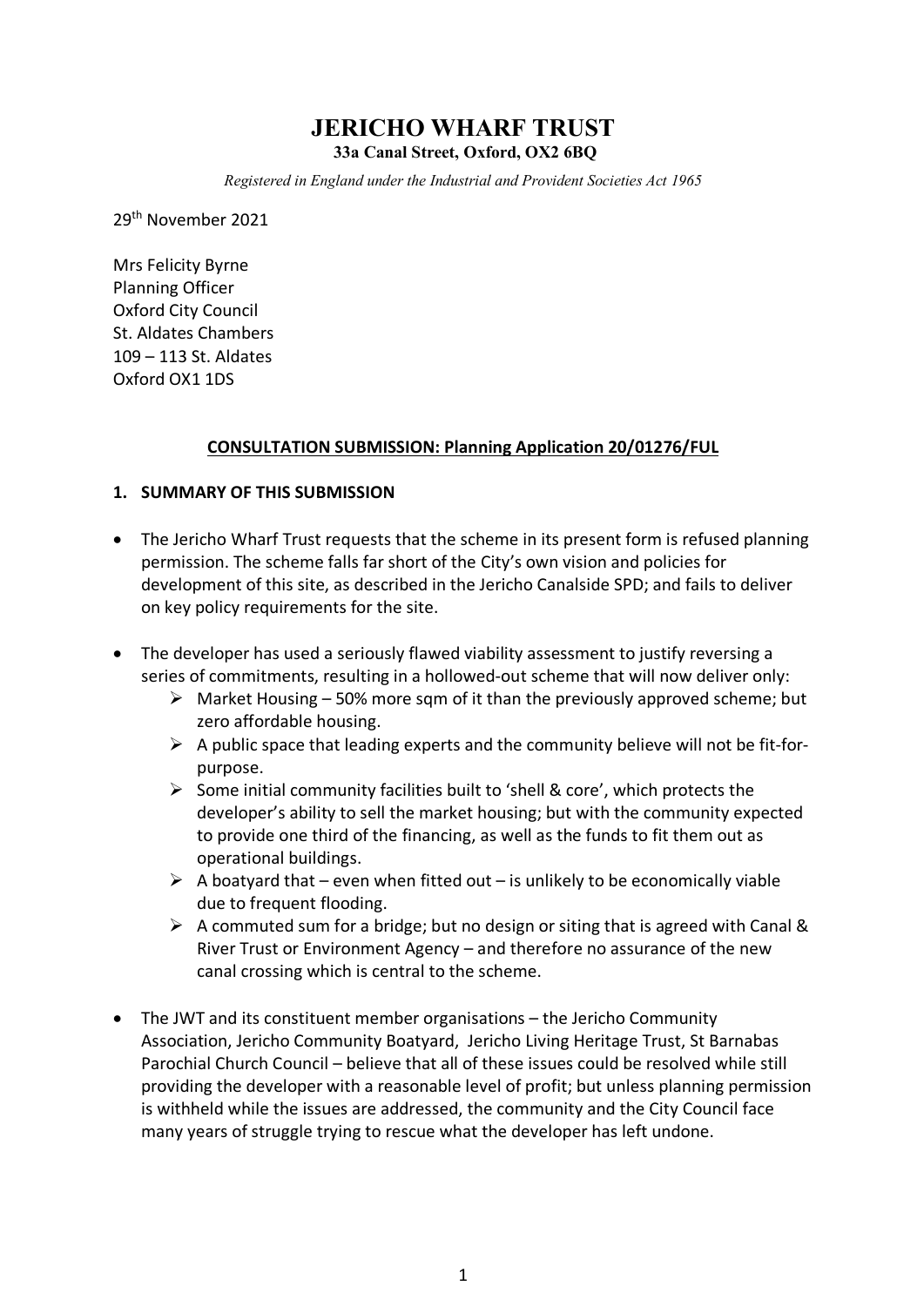# JERICHO WHARF TRUST

**33a Canal Street, Oxford, OX2 6BQ**

*Registered in England under the Industrial and Provident Societies Act 1965*

29th November 2021

Mrs Felicity Byrne
Planning Officer
Oxford City Council
St. Aldates Chambers
109 – 113 St. Aldates
Oxford OX1 1DS

**CONSULTATION SUBMISSION: Planning Application 20/01276/FUL**

## 1. SUMMARY OF THIS SUBMISSION

- The Jericho Wharf Trust requests that the scheme in its present form is refused planning permission. The scheme falls far short of the City's own vision and policies for development of this site, as described in the Jericho Canalside SPD; and fails to deliver on key policy requirements for the site.
- The developer has used a seriously flawed viability assessment to justify reversing a series of commitments, resulting in a hollowed-out scheme that will now deliver only:
  - Market Housing – 50% more sqm of it than the previously approved scheme; but zero affordable housing.
  - A public space that leading experts and the community believe will not be fit-for-purpose.
  - Some initial community facilities built to 'shell & core', which protects the developer's ability to sell the market housing; but with the community expected to provide one third of the financing, as well as the funds to fit them out as operational buildings.
  - A boatyard that – even when fitted out – is unlikely to be economically viable due to frequent flooding.
  - A commuted sum for a bridge; but no design or siting that is agreed with Canal & River Trust or Environment Agency – and therefore no assurance of the new canal crossing which is central to the scheme.
- The JWT and its constituent member organisations – the Jericho Community Association, Jericho Community Boatyard, Jericho Living Heritage Trust, St Barnabas Parochial Church Council – believe that all of these issues could be resolved while still providing the developer with a reasonable level of profit; but unless planning permission is withheld while the issues are addressed, the community and the City Council face many years of struggle trying to rescue what the developer has left undone.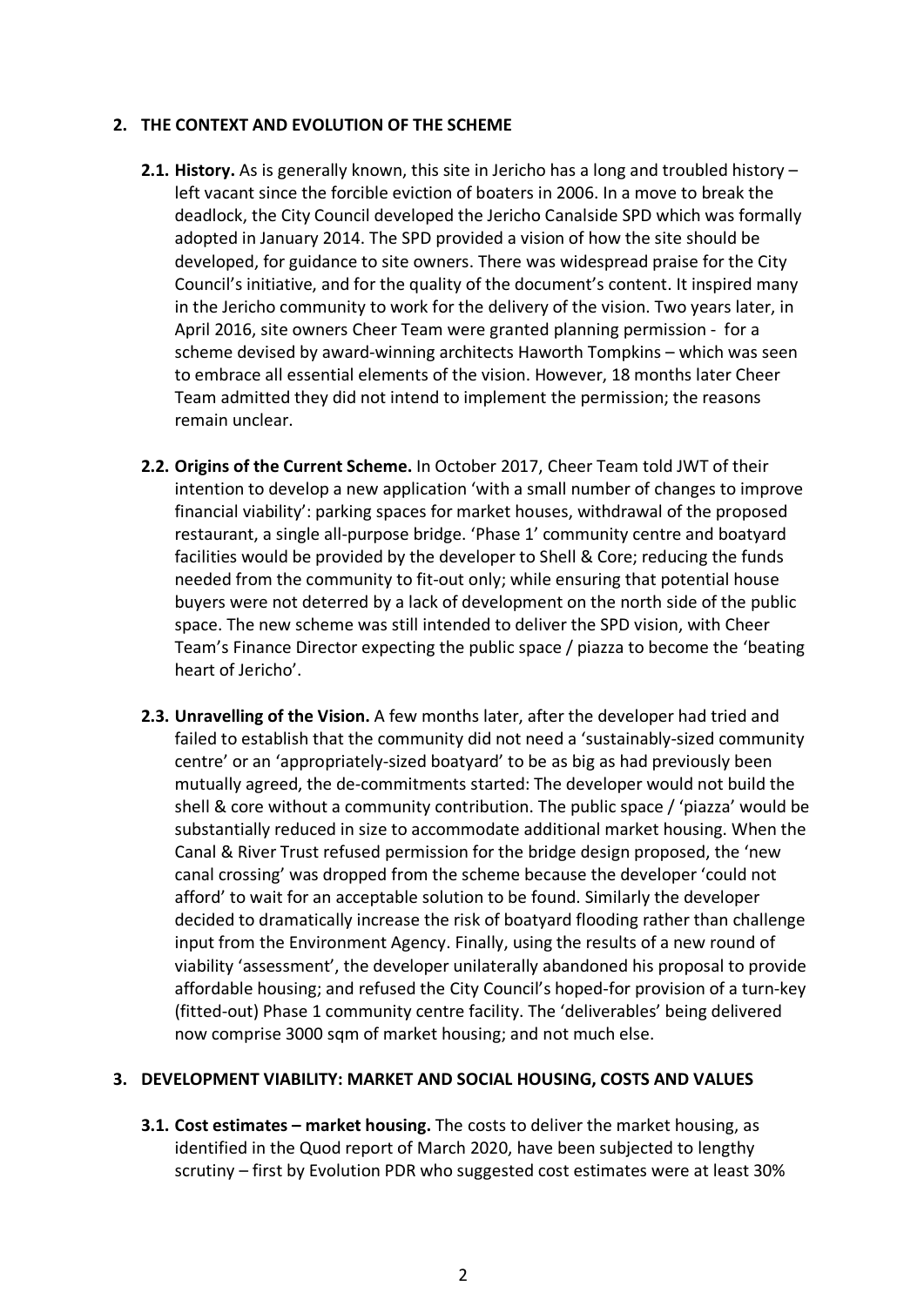## 2. THE CONTEXT AND EVOLUTION OF THE SCHEME

**2.1. History.** As is generally known, this site in Jericho has a long and troubled history – left vacant since the forcible eviction of boaters in 2006. In a move to break the deadlock, the City Council developed the Jericho Canalside SPD which was formally adopted in January 2014. The SPD provided a vision of how the site should be developed, for guidance to site owners. There was widespread praise for the City Council's initiative, and for the quality of the document's content. It inspired many in the Jericho community to work for the delivery of the vision. Two years later, in April 2016, site owners Cheer Team were granted planning permission - for a scheme devised by award-winning architects Haworth Tompkins – which was seen to embrace all essential elements of the vision. However, 18 months later Cheer Team admitted they did not intend to implement the permission; the reasons remain unclear.

**2.2. Origins of the Current Scheme.** In October 2017, Cheer Team told JWT of their intention to develop a new application 'with a small number of changes to improve financial viability': parking spaces for market houses, withdrawal of the proposed restaurant, a single all-purpose bridge. 'Phase 1' community centre and boatyard facilities would be provided by the developer to Shell & Core; reducing the funds needed from the community to fit-out only; while ensuring that potential house buyers were not deterred by a lack of development on the north side of the public space. The new scheme was still intended to deliver the SPD vision, with Cheer Team's Finance Director expecting the public space / piazza to become the 'beating heart of Jericho'.

**2.3. Unravelling of the Vision.** A few months later, after the developer had tried and failed to establish that the community did not need a 'sustainably-sized community centre' or an 'appropriately-sized boatyard' to be as big as had previously been mutually agreed, the de-commitments started: The developer would not build the shell & core without a community contribution. The public space / 'piazza' would be substantially reduced in size to accommodate additional market housing. When the Canal & River Trust refused permission for the bridge design proposed, the 'new canal crossing' was dropped from the scheme because the developer 'could not afford' to wait for an acceptable solution to be found. Similarly the developer decided to dramatically increase the risk of boatyard flooding rather than challenge input from the Environment Agency. Finally, using the results of a new round of viability 'assessment', the developer unilaterally abandoned his proposal to provide affordable housing; and refused the City Council's hoped-for provision of a turn-key (fitted-out) Phase 1 community centre facility. The 'deliverables' being delivered now comprise 3000 sqm of market housing; and not much else.

## 3. DEVELOPMENT VIABILITY: MARKET AND SOCIAL HOUSING, COSTS AND VALUES

**3.1. Cost estimates – market housing.** The costs to deliver the market housing, as identified in the Quod report of March 2020, have been subjected to lengthy scrutiny – first by Evolution PDR who suggested cost estimates were at least 30%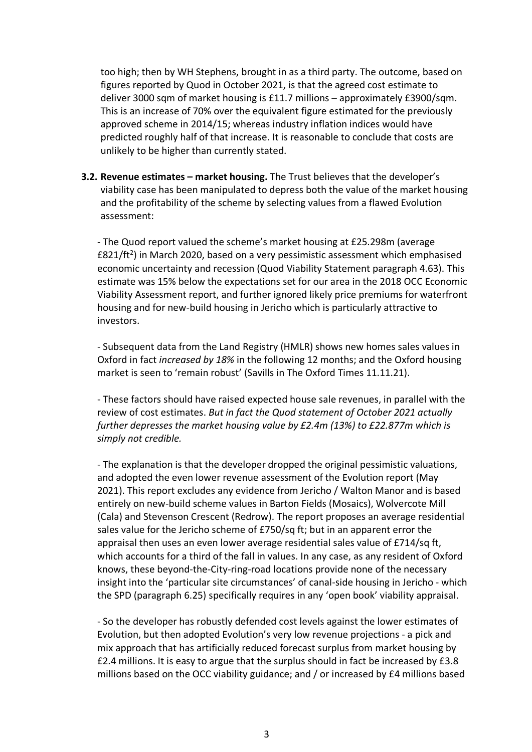too high; then by WH Stephens, brought in as a third party. The outcome, based on figures reported by Quod in October 2021, is that the agreed cost estimate to deliver 3000 sqm of market housing is £11.7 millions – approximately £3900/sqm. This is an increase of 70% over the equivalent figure estimated for the previously approved scheme in 2014/15; whereas industry inflation indices would have predicted roughly half of that increase. It is reasonable to conclude that costs are unlikely to be higher than currently stated.

**3.2. Revenue estimates – market housing.** The Trust believes that the developer's viability case has been manipulated to depress both the value of the market housing and the profitability of the scheme by selecting values from a flawed Evolution assessment:

- The Quod report valued the scheme's market housing at £25.298m (average £821/ft$^2$) in March 2020, based on a very pessimistic assessment which emphasised economic uncertainty and recession (Quod Viability Statement paragraph 4.63). This estimate was 15% below the expectations set for our area in the 2018 OCC Economic Viability Assessment report, and further ignored likely price premiums for waterfront housing and for new-build housing in Jericho which is particularly attractive to investors.

- Subsequent data from the Land Registry (HMLR) shows new homes sales values in Oxford in fact *increased by 18%* in the following 12 months; and the Oxford housing market is seen to 'remain robust' (Savills in The Oxford Times 11.11.21).

- These factors should have raised expected house sale revenues, in parallel with the review of cost estimates. *But in fact the Quod statement of October 2021 actually further depresses the market housing value by £2.4m (13%) to £22.877m which is simply not credible.*

- The explanation is that the developer dropped the original pessimistic valuations, and adopted the even lower revenue assessment of the Evolution report (May 2021). This report excludes any evidence from Jericho / Walton Manor and is based entirely on new-build scheme values in Barton Fields (Mosaics), Wolvercote Mill (Cala) and Stevenson Crescent (Redrow). The report proposes an average residential sales value for the Jericho scheme of £750/sq ft; but in an apparent error the appraisal then uses an even lower average residential sales value of £714/sq ft, which accounts for a third of the fall in values. In any case, as any resident of Oxford knows, these beyond-the-City-ring-road locations provide none of the necessary insight into the 'particular site circumstances' of canal-side housing in Jericho - which the SPD (paragraph 6.25) specifically requires in any 'open book' viability appraisal.

- So the developer has robustly defended cost levels against the lower estimates of Evolution, but then adopted Evolution's very low revenue projections - a pick and mix approach that has artificially reduced forecast surplus from market housing by £2.4 millions. It is easy to argue that the surplus should in fact be increased by £3.8 millions based on the OCC viability guidance; and / or increased by £4 millions based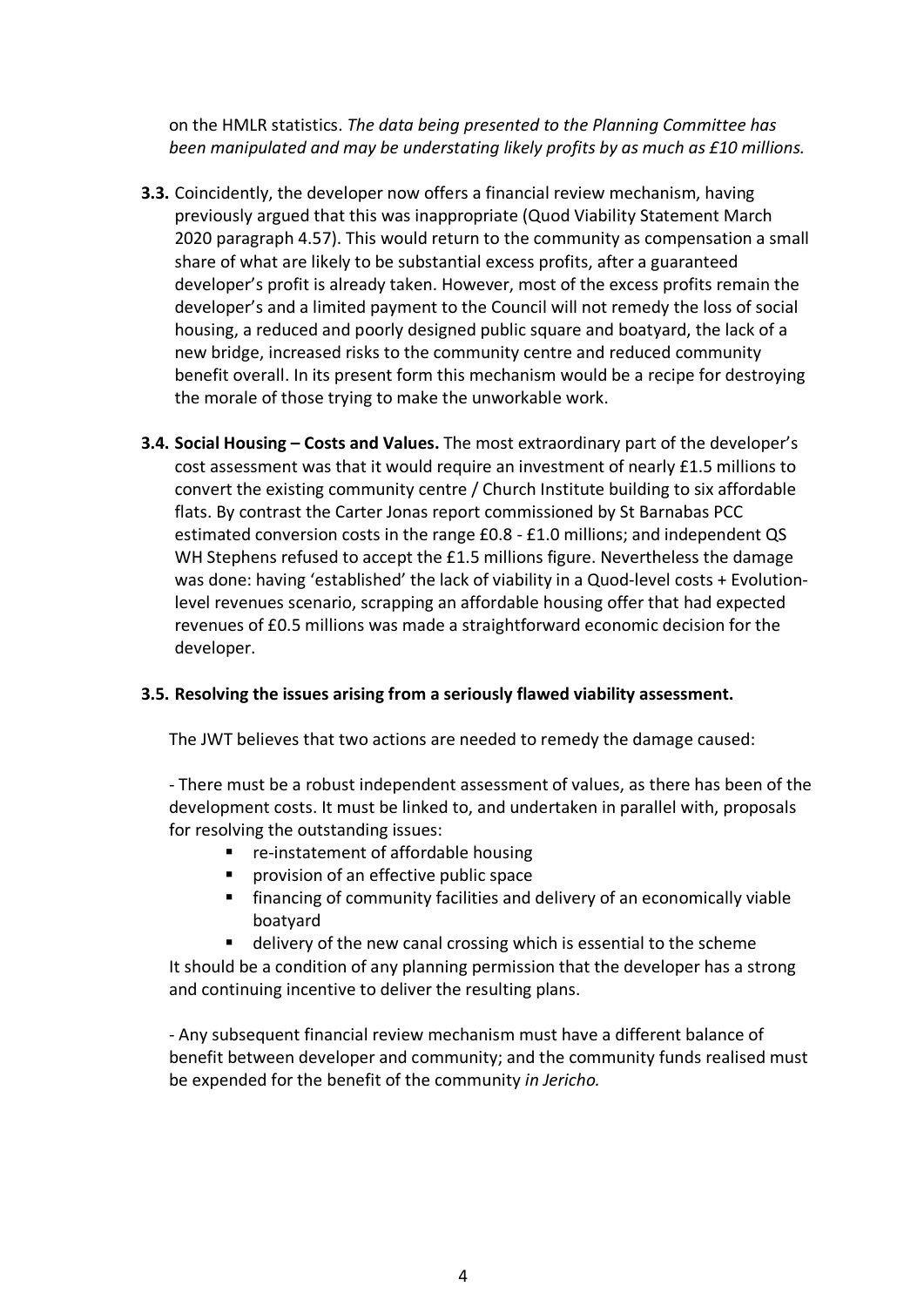on the HMLR statistics. *The data being presented to the Planning Committee has been manipulated and may be understating likely profits by as much as £10 millions.*

**3.3.** Coincidently, the developer now offers a financial review mechanism, having previously argued that this was inappropriate (Quod Viability Statement March 2020 paragraph 4.57). This would return to the community as compensation a small share of what are likely to be substantial excess profits, after a guaranteed developer's profit is already taken. However, most of the excess profits remain the developer's and a limited payment to the Council will not remedy the loss of social housing, a reduced and poorly designed public square and boatyard, the lack of a new bridge, increased risks to the community centre and reduced community benefit overall. In its present form this mechanism would be a recipe for destroying the morale of those trying to make the unworkable work.

**3.4. Social Housing – Costs and Values.** The most extraordinary part of the developer's cost assessment was that it would require an investment of nearly £1.5 millions to convert the existing community centre / Church Institute building to six affordable flats. By contrast the Carter Jonas report commissioned by St Barnabas PCC estimated conversion costs in the range £0.8 - £1.0 millions; and independent QS WH Stephens refused to accept the £1.5 millions figure. Nevertheless the damage was done: having 'established' the lack of viability in a Quod-level costs + Evolution-level revenues scenario, scrapping an affordable housing offer that had expected revenues of £0.5 millions was made a straightforward economic decision for the developer.

**3.5. Resolving the issues arising from a seriously flawed viability assessment.**

The JWT believes that two actions are needed to remedy the damage caused:

- There must be a robust independent assessment of values, as there has been of the development costs. It must be linked to, and undertaken in parallel with, proposals for resolving the outstanding issues:
  - re-instatement of affordable housing
  - provision of an effective public space
  - financing of community facilities and delivery of an economically viable boatyard
  - delivery of the new canal crossing which is essential to the scheme

It should be a condition of any planning permission that the developer has a strong and continuing incentive to deliver the resulting plans.

- Any subsequent financial review mechanism must have a different balance of benefit between developer and community; and the community funds realised must be expended for the benefit of the community *in Jericho.*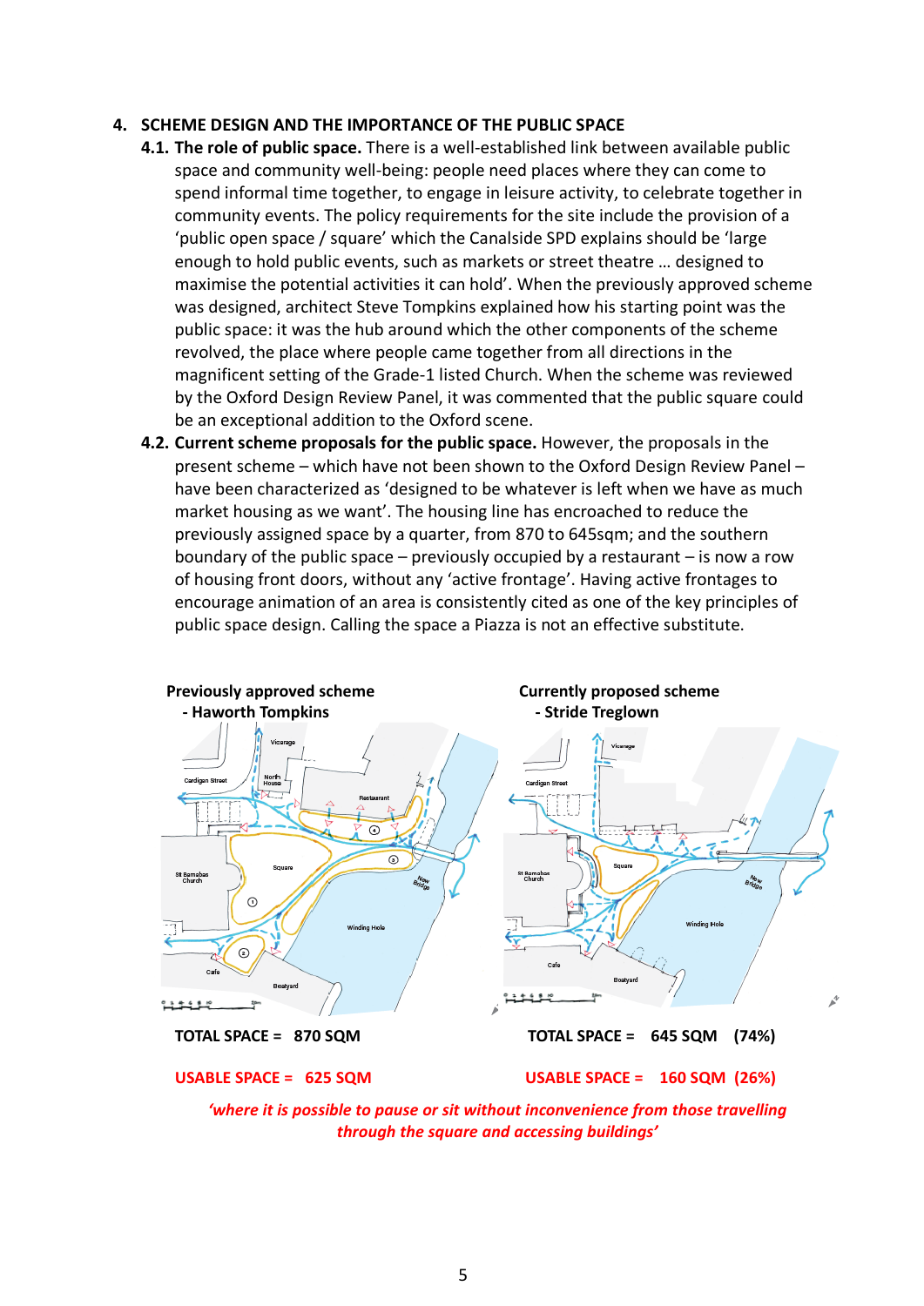## 4. SCHEME DESIGN AND THE IMPORTANCE OF THE PUBLIC SPACE

**4.1. The role of public space.** There is a well-established link between available public space and community well-being: people need places where they can come to spend informal time together, to engage in leisure activity, to celebrate together in community events. The policy requirements for the site include the provision of a 'public open space / square' which the Canalside SPD explains should be 'large enough to hold public events, such as markets or street theatre … designed to maximise the potential activities it can hold'. When the previously approved scheme was designed, architect Steve Tompkins explained how his starting point was the public space: it was the hub around which the other components of the scheme revolved, the place where people came together from all directions in the magnificent setting of the Grade-1 listed Church. When the scheme was reviewed by the Oxford Design Review Panel, it was commented that the public square could be an exceptional addition to the Oxford scene.

**4.2. Current scheme proposals for the public space.** However, the proposals in the present scheme – which have not been shown to the Oxford Design Review Panel – have been characterized as 'designed to be whatever is left when we have as much market housing as we want'. The housing line has encroached to reduce the previously assigned space by a quarter, from 870 to 645sqm; and the southern boundary of the public space – previously occupied by a restaurant – is now a row of housing front doors, without any 'active frontage'. Having active frontages to encourage animation of an area is consistently cited as one of the key principles of public space design. Calling the space a Piazza is not an effective substitute.

| **Previously approved scheme - Haworth Tompkins** | **Currently proposed scheme - Stride Treglown** |
|---|---|
| **TOTAL SPACE = 870 SQM** | **TOTAL SPACE = 645 SQM (74%)** |
| **USABLE SPACE = 625 SQM** | **USABLE SPACE = 160 SQM (26%)** |

***'where it is possible to pause or sit without inconvenience from those travelling through the square and accessing buildings'***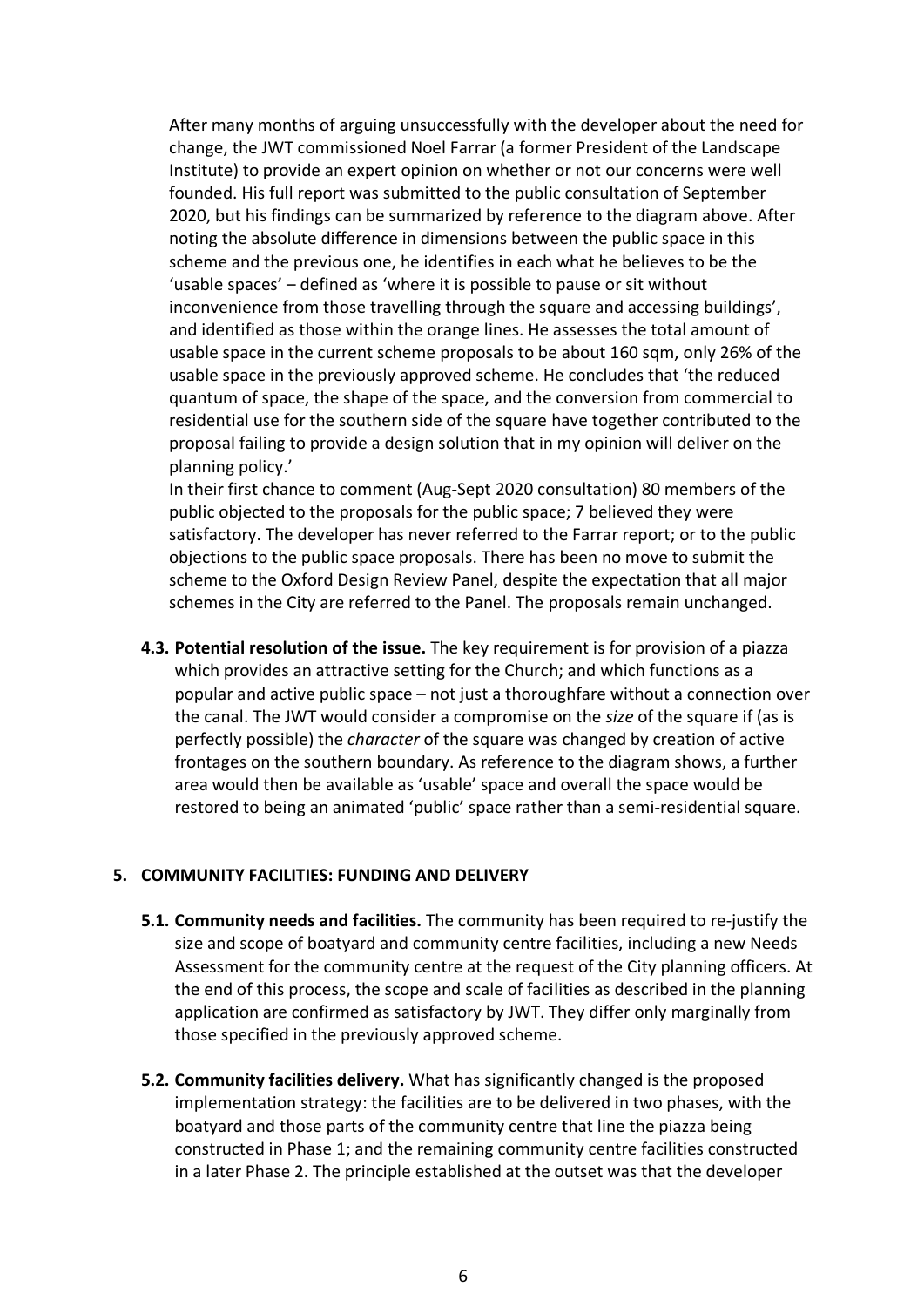After many months of arguing unsuccessfully with the developer about the need for change, the JWT commissioned Noel Farrar (a former President of the Landscape Institute) to provide an expert opinion on whether or not our concerns were well founded. His full report was submitted to the public consultation of September 2020, but his findings can be summarized by reference to the diagram above. After noting the absolute difference in dimensions between the public space in this scheme and the previous one, he identifies in each what he believes to be the 'usable spaces' – defined as 'where it is possible to pause or sit without inconvenience from those travelling through the square and accessing buildings', and identified as those within the orange lines. He assesses the total amount of usable space in the current scheme proposals to be about 160 sqm, only 26% of the usable space in the previously approved scheme. He concludes that 'the reduced quantum of space, the shape of the space, and the conversion from commercial to residential use for the southern side of the square have together contributed to the proposal failing to provide a design solution that in my opinion will deliver on the planning policy.'

In their first chance to comment (Aug-Sept 2020 consultation) 80 members of the public objected to the proposals for the public space; 7 believed they were satisfactory. The developer has never referred to the Farrar report; or to the public objections to the public space proposals. There has been no move to submit the scheme to the Oxford Design Review Panel, despite the expectation that all major schemes in the City are referred to the Panel. The proposals remain unchanged.

**4.3. Potential resolution of the issue.** The key requirement is for provision of a piazza which provides an attractive setting for the Church; and which functions as a popular and active public space – not just a thoroughfare without a connection over the canal. The JWT would consider a compromise on the *size* of the square if (as is perfectly possible) the *character* of the square was changed by creation of active frontages on the southern boundary. As reference to the diagram shows, a further area would then be available as 'usable' space and overall the space would be restored to being an animated 'public' space rather than a semi-residential square.

## 5. COMMUNITY FACILITIES: FUNDING AND DELIVERY

**5.1. Community needs and facilities.** The community has been required to re-justify the size and scope of boatyard and community centre facilities, including a new Needs Assessment for the community centre at the request of the City planning officers. At the end of this process, the scope and scale of facilities as described in the planning application are confirmed as satisfactory by JWT. They differ only marginally from those specified in the previously approved scheme.

**5.2. Community facilities delivery.** What has significantly changed is the proposed implementation strategy: the facilities are to be delivered in two phases, with the boatyard and those parts of the community centre that line the piazza being constructed in Phase 1; and the remaining community centre facilities constructed in a later Phase 2. The principle established at the outset was that the developer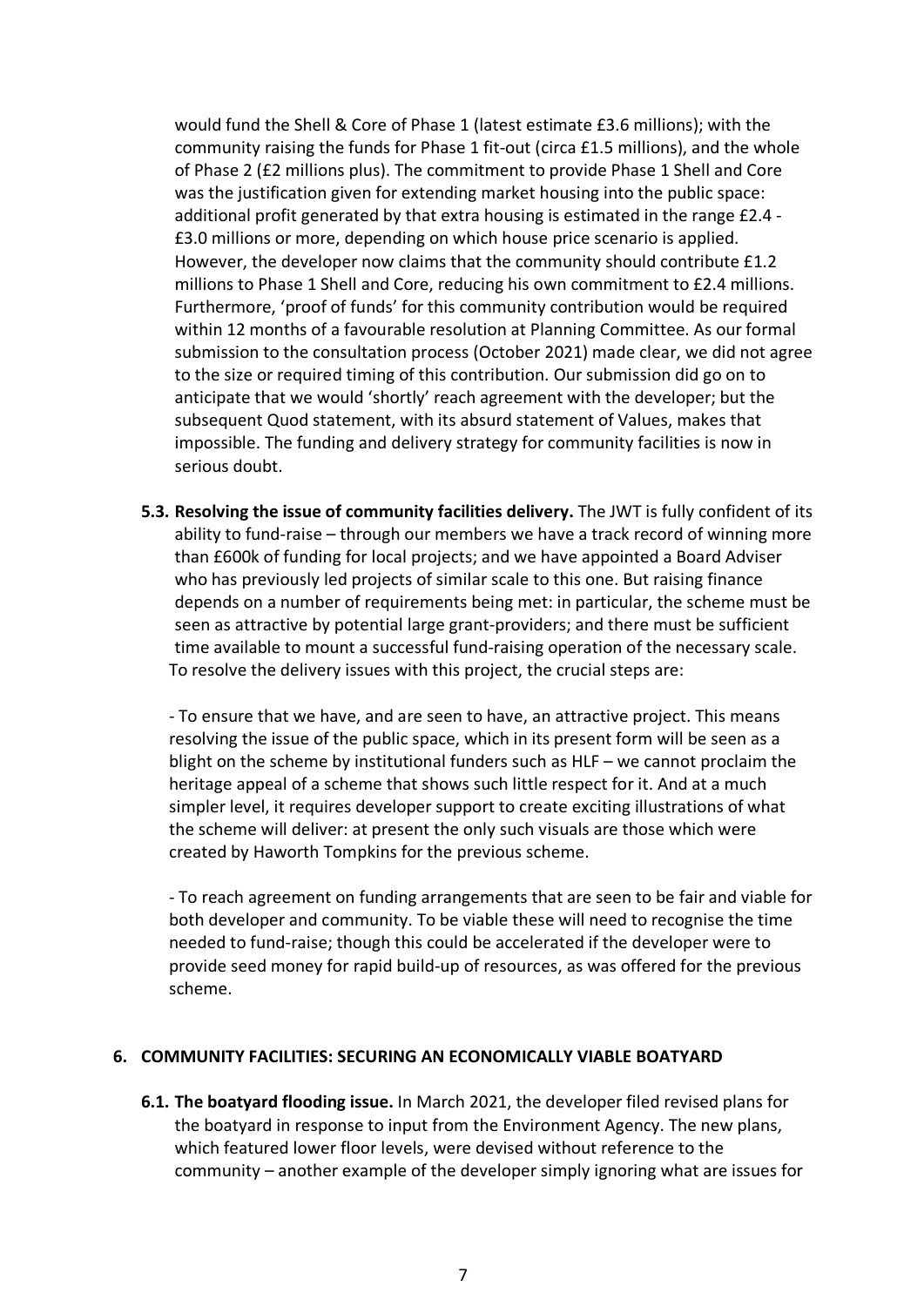would fund the Shell & Core of Phase 1 (latest estimate £3.6 millions); with the community raising the funds for Phase 1 fit-out (circa £1.5 millions), and the whole of Phase 2 (£2 millions plus). The commitment to provide Phase 1 Shell and Core was the justification given for extending market housing into the public space: additional profit generated by that extra housing is estimated in the range £2.4 - £3.0 millions or more, depending on which house price scenario is applied. However, the developer now claims that the community should contribute £1.2 millions to Phase 1 Shell and Core, reducing his own commitment to £2.4 millions. Furthermore, 'proof of funds' for this community contribution would be required within 12 months of a favourable resolution at Planning Committee. As our formal submission to the consultation process (October 2021) made clear, we did not agree to the size or required timing of this contribution. Our submission did go on to anticipate that we would 'shortly' reach agreement with the developer; but the subsequent Quod statement, with its absurd statement of Values, makes that impossible. The funding and delivery strategy for community facilities is now in serious doubt.

**5.3. Resolving the issue of community facilities delivery.** The JWT is fully confident of its ability to fund-raise – through our members we have a track record of winning more than £600k of funding for local projects; and we have appointed a Board Adviser who has previously led projects of similar scale to this one. But raising finance depends on a number of requirements being met: in particular, the scheme must be seen as attractive by potential large grant-providers; and there must be sufficient time available to mount a successful fund-raising operation of the necessary scale. To resolve the delivery issues with this project, the crucial steps are:

- To ensure that we have, and are seen to have, an attractive project. This means resolving the issue of the public space, which in its present form will be seen as a blight on the scheme by institutional funders such as HLF – we cannot proclaim the heritage appeal of a scheme that shows such little respect for it. And at a much simpler level, it requires developer support to create exciting illustrations of what the scheme will deliver: at present the only such visuals are those which were created by Haworth Tompkins for the previous scheme.

- To reach agreement on funding arrangements that are seen to be fair and viable for both developer and community. To be viable these will need to recognise the time needed to fund-raise; though this could be accelerated if the developer were to provide seed money for rapid build-up of resources, as was offered for the previous scheme.

## 6. COMMUNITY FACILITIES: SECURING AN ECONOMICALLY VIABLE BOATYARD

**6.1. The boatyard flooding issue.** In March 2021, the developer filed revised plans for the boatyard in response to input from the Environment Agency. The new plans, which featured lower floor levels, were devised without reference to the community – another example of the developer simply ignoring what are issues for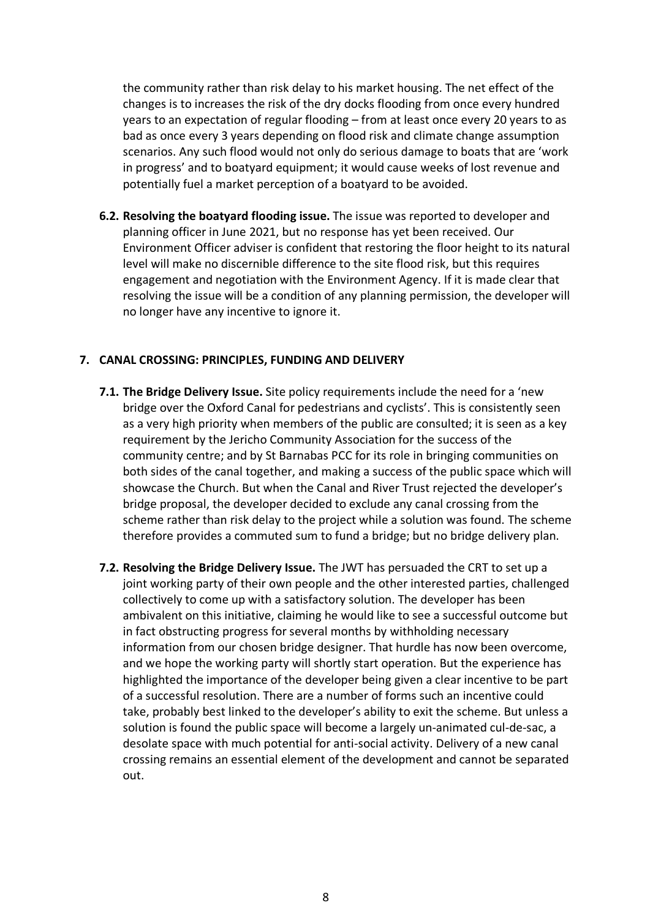the community rather than risk delay to his market housing. The net effect of the changes is to increases the risk of the dry docks flooding from once every hundred years to an expectation of regular flooding – from at least once every 20 years to as bad as once every 3 years depending on flood risk and climate change assumption scenarios. Any such flood would not only do serious damage to boats that are 'work in progress' and to boatyard equipment; it would cause weeks of lost revenue and potentially fuel a market perception of a boatyard to be avoided.

**6.2. Resolving the boatyard flooding issue.** The issue was reported to developer and planning officer in June 2021, but no response has yet been received. Our Environment Officer adviser is confident that restoring the floor height to its natural level will make no discernible difference to the site flood risk, but this requires engagement and negotiation with the Environment Agency. If it is made clear that resolving the issue will be a condition of any planning permission, the developer will no longer have any incentive to ignore it.

## 7. CANAL CROSSING: PRINCIPLES, FUNDING AND DELIVERY

**7.1. The Bridge Delivery Issue.** Site policy requirements include the need for a 'new bridge over the Oxford Canal for pedestrians and cyclists'. This is consistently seen as a very high priority when members of the public are consulted; it is seen as a key requirement by the Jericho Community Association for the success of the community centre; and by St Barnabas PCC for its role in bringing communities on both sides of the canal together, and making a success of the public space which will showcase the Church. But when the Canal and River Trust rejected the developer's bridge proposal, the developer decided to exclude any canal crossing from the scheme rather than risk delay to the project while a solution was found. The scheme therefore provides a commuted sum to fund a bridge; but no bridge delivery plan.

**7.2. Resolving the Bridge Delivery Issue.** The JWT has persuaded the CRT to set up a joint working party of their own people and the other interested parties, challenged collectively to come up with a satisfactory solution. The developer has been ambivalent on this initiative, claiming he would like to see a successful outcome but in fact obstructing progress for several months by withholding necessary information from our chosen bridge designer. That hurdle has now been overcome, and we hope the working party will shortly start operation. But the experience has highlighted the importance of the developer being given a clear incentive to be part of a successful resolution. There are a number of forms such an incentive could take, probably best linked to the developer's ability to exit the scheme. But unless a solution is found the public space will become a largely un-animated cul-de-sac, a desolate space with much potential for anti-social activity. Delivery of a new canal crossing remains an essential element of the development and cannot be separated out.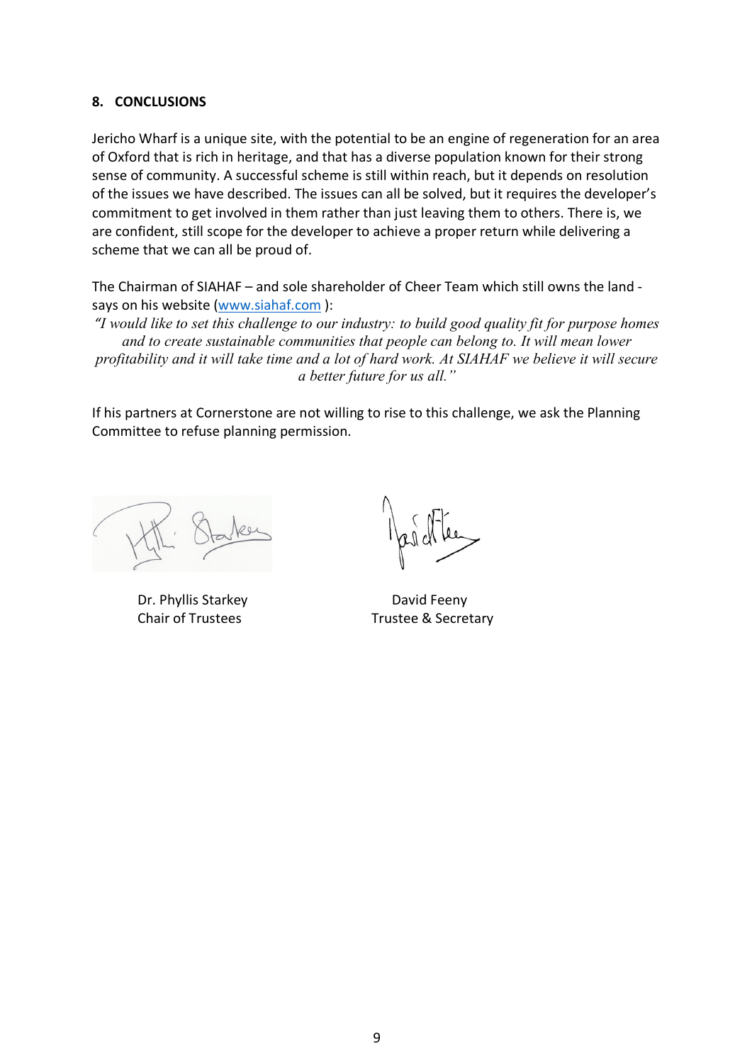## 8. CONCLUSIONS

Jericho Wharf is a unique site, with the potential to be an engine of regeneration for an area of Oxford that is rich in heritage, and that has a diverse population known for their strong sense of community. A successful scheme is still within reach, but it depends on resolution of the issues we have described. The issues can all be solved, but it requires the developer's commitment to get involved in them rather than just leaving them to others. There is, we are confident, still scope for the developer to achieve a proper return while delivering a scheme that we can all be proud of.

The Chairman of SIAHAF – and sole shareholder of Cheer Team which still owns the land - says on his website (www.siahaf.com ):

*"I would like to set this challenge to our industry: to build good quality fit for purpose homes and to create sustainable communities that people can belong to. It will mean lower profitability and it will take time and a lot of hard work. At SIAHAF we believe it will secure a better future for us all."*

If his partners at Cornerstone are not willing to rise to this challenge, we ask the Planning Committee to refuse planning permission.

Dr. Phyllis Starkey
Chair of Trustees

David Feeny
Trustee & Secretary